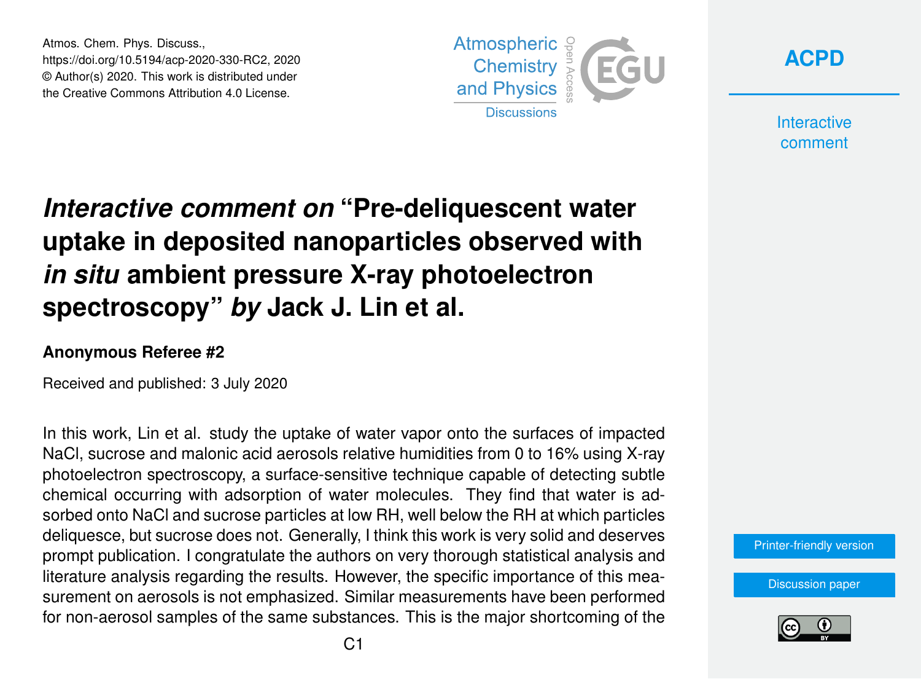Atmos. Chem. Phys. Discuss.,
https://doi.org/10.5194/acp-2020-330-RC2, 2020
© Author(s) 2020. This work is distributed under
the Creative Commons Attribution 4.0 License.

# *Interactive comment on* "Pre-deliquescent water uptake in deposited nanoparticles observed with *in situ* ambient pressure X-ray photoelectron spectroscopy" *by* Jack J. Lin et al.

### Anonymous Referee #2

Received and published: 3 July 2020

In this work, Lin et al. study the uptake of water vapor onto the surfaces of impacted NaCl, sucrose and malonic acid aerosols relative humidities from 0 to 16% using X-ray photoelectron spectroscopy, a surface-sensitive technique capable of detecting subtle chemical occurring with adsorption of water molecules. They find that water is adsorbed onto NaCl and sucrose particles at low RH, well below the RH at which particles deliquesce, but sucrose does not. Generally, I think this work is very solid and deserves prompt publication. I congratulate the authors on very thorough statistical analysis and literature analysis regarding the results. However, the specific importance of this measurement on aerosols is not emphasized. Similar measurements have been performed for non-aerosol samples of the same substances. This is the major shortcoming of the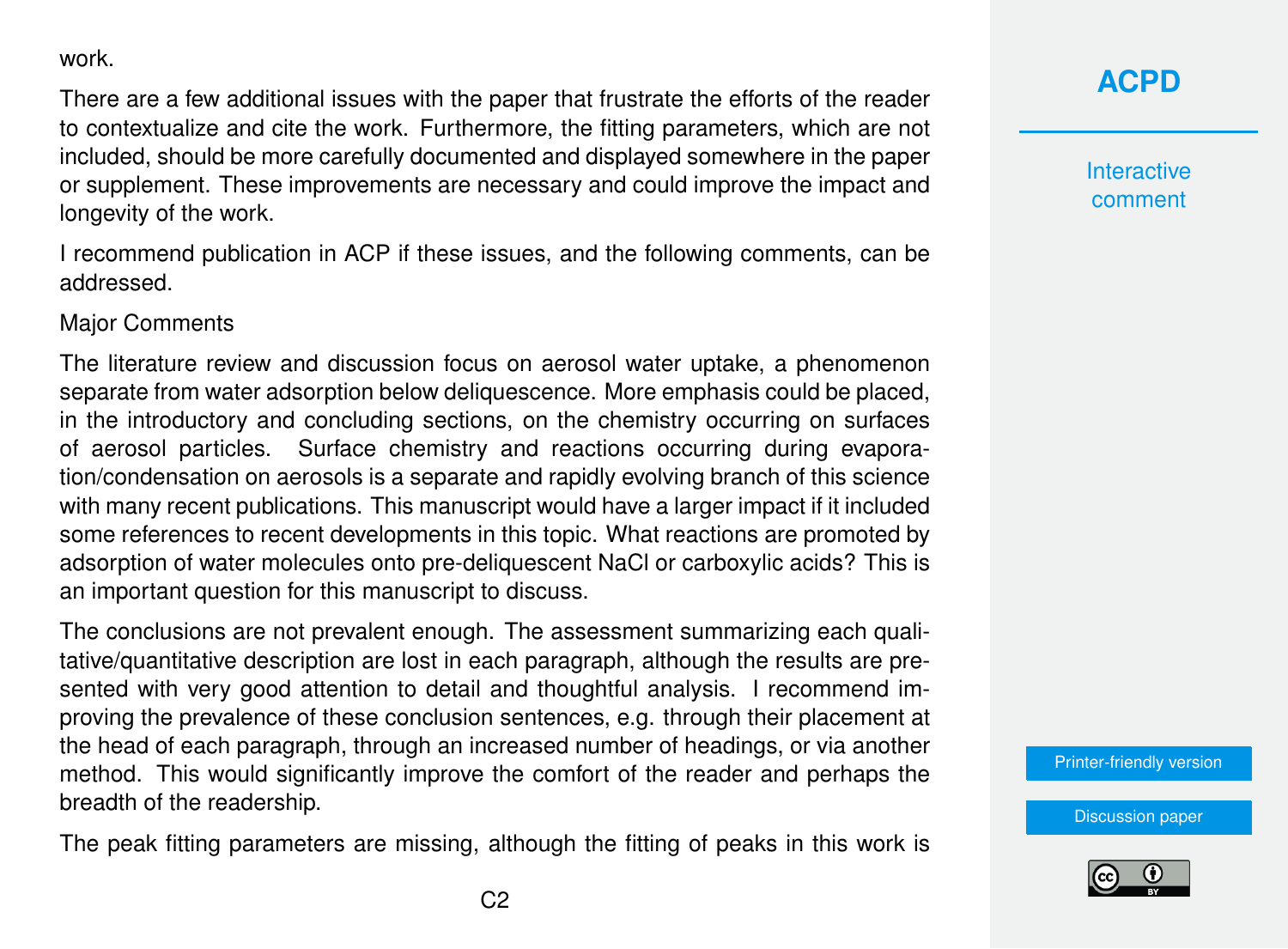work.

There are a few additional issues with the paper that frustrate the efforts of the reader to contextualize and cite the work. Furthermore, the fitting parameters, which are not included, should be more carefully documented and displayed somewhere in the paper or supplement. These improvements are necessary and could improve the impact and longevity of the work.

I recommend publication in ACP if these issues, and the following comments, can be addressed.

Major Comments

The literature review and discussion focus on aerosol water uptake, a phenomenon separate from water adsorption below deliquescence. More emphasis could be placed, in the introductory and concluding sections, on the chemistry occurring on surfaces of aerosol particles. Surface chemistry and reactions occurring during evaporation/condensation on aerosols is a separate and rapidly evolving branch of this science with many recent publications. This manuscript would have a larger impact if it included some references to recent developments in this topic. What reactions are promoted by adsorption of water molecules onto pre-deliquescent NaCl or carboxylic acids? This is an important question for this manuscript to discuss.

The conclusions are not prevalent enough. The assessment summarizing each qualitative/quantitative description are lost in each paragraph, although the results are presented with very good attention to detail and thoughtful analysis. I recommend improving the prevalence of these conclusion sentences, e.g. through their placement at the head of each paragraph, through an increased number of headings, or via another method. This would significantly improve the comfort of the reader and perhaps the breadth of the readership.

The peak fitting parameters are missing, although the fitting of peaks in this work is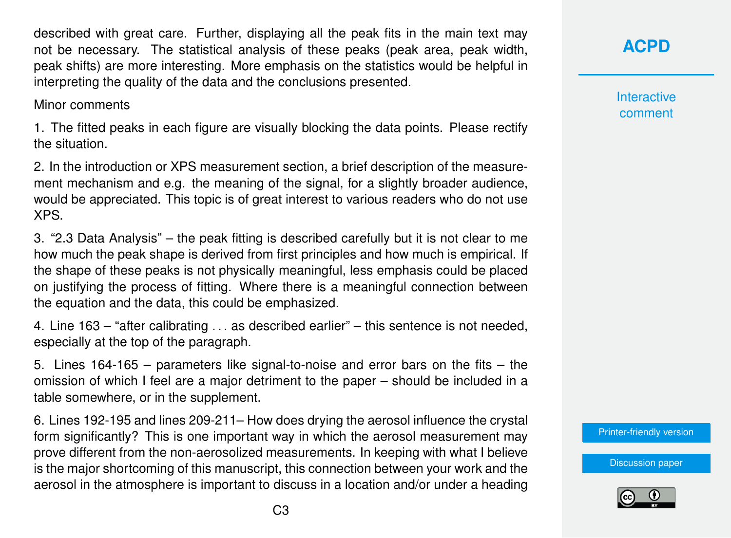described with great care. Further, displaying all the peak fits in the main text may not be necessary. The statistical analysis of these peaks (peak area, peak width, peak shifts) are more interesting. More emphasis on the statistics would be helpful in interpreting the quality of the data and the conclusions presented.

Minor comments

1. The fitted peaks in each figure are visually blocking the data points. Please rectify the situation.

2. In the introduction or XPS measurement section, a brief description of the measurement mechanism and e.g. the meaning of the signal, for a slightly broader audience, would be appreciated. This topic is of great interest to various readers who do not use XPS.

3. "2.3 Data Analysis" – the peak fitting is described carefully but it is not clear to me how much the peak shape is derived from first principles and how much is empirical. If the shape of these peaks is not physically meaningful, less emphasis could be placed on justifying the process of fitting. Where there is a meaningful connection between the equation and the data, this could be emphasized.

4. Line 163 – "after calibrating . . . as described earlier" – this sentence is not needed, especially at the top of the paragraph.

5. Lines 164-165 – parameters like signal-to-noise and error bars on the fits – the omission of which I feel are a major detriment to the paper – should be included in a table somewhere, or in the supplement.

6. Lines 192-195 and lines 209-211– How does drying the aerosol influence the crystal form significantly? This is one important way in which the aerosol measurement may prove different from the non-aerosolized measurements. In keeping with what I believe is the major shortcoming of this manuscript, this connection between your work and the aerosol in the atmosphere is important to discuss in a location and/or under a heading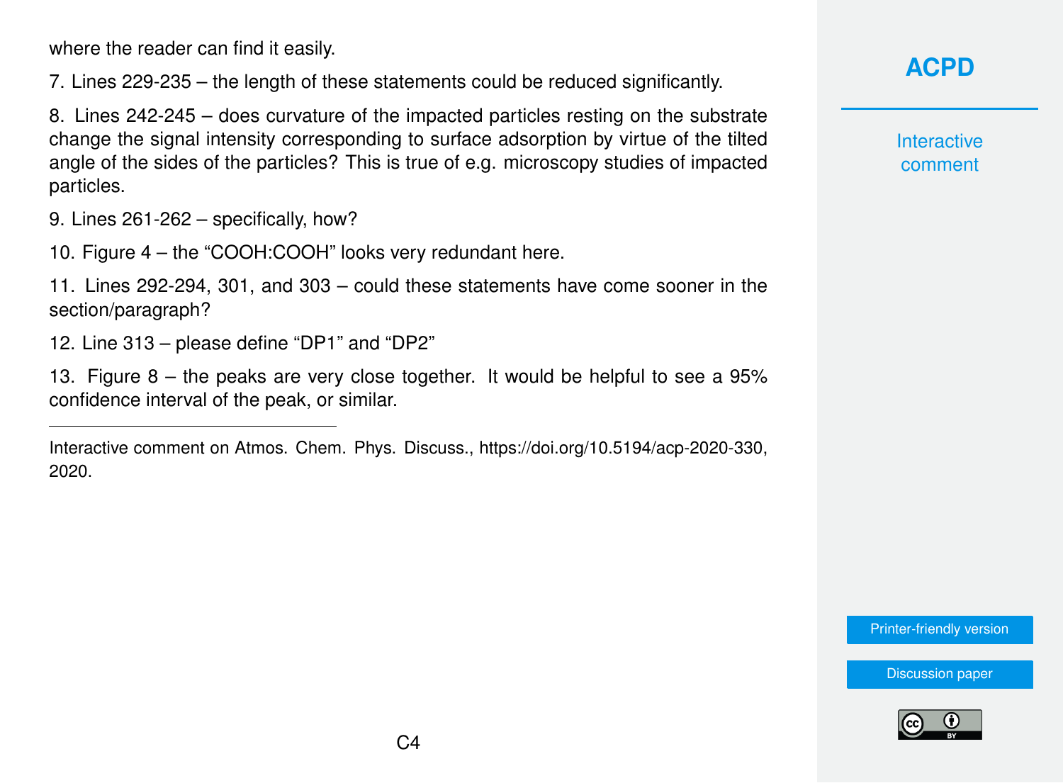where the reader can find it easily.

7. Lines 229-235 – the length of these statements could be reduced significantly.

8. Lines 242-245 – does curvature of the impacted particles resting on the substrate change the signal intensity corresponding to surface adsorption by virtue of the tilted angle of the sides of the particles? This is true of e.g. microscopy studies of impacted particles.

9. Lines 261-262 – specifically, how?

10. Figure 4 – the "COOH:COOH" looks very redundant here.

11. Lines 292-294, 301, and 303 – could these statements have come sooner in the section/paragraph?

12. Line 313 – please define "DP1" and "DP2"

13. Figure 8 – the peaks are very close together. It would be helpful to see a 95% confidence interval of the peak, or similar.

---

Interactive comment on Atmos. Chem. Phys. Discuss., https://doi.org/10.5194/acp-2020-330, 2020.